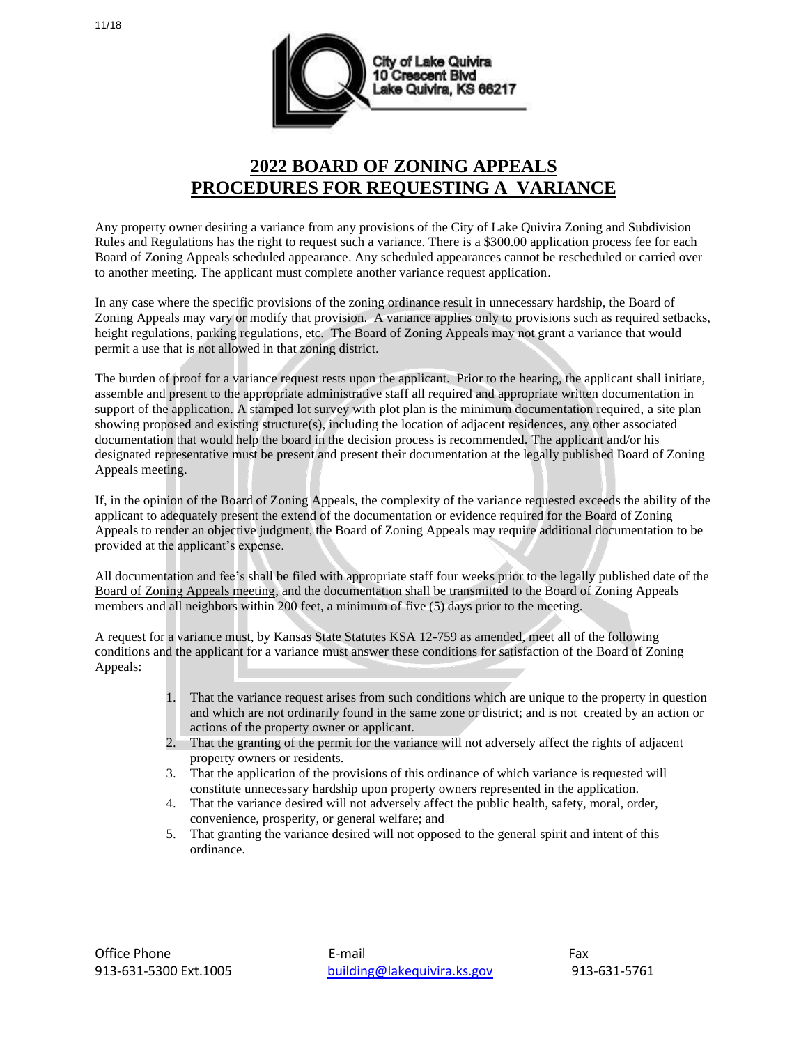11/18

City of Lake Quivira
10 Crescent Blvd
Lake Quivira, KS 66217

# 2022 BOARD OF ZONING APPEALS
# PROCEDURES FOR REQUESTING A VARIANCE

Any property owner desiring a variance from any provisions of the City of Lake Quivira Zoning and Subdivision Rules and Regulations has the right to request such a variance. There is a $300.00 application process fee for each Board of Zoning Appeals scheduled appearance. Any scheduled appearances cannot be rescheduled or carried over to another meeting. The applicant must complete another variance request application.

In any case where the specific provisions of the zoning ordinance result in unnecessary hardship, the Board of Zoning Appeals may vary or modify that provision. A variance applies only to provisions such as required setbacks, height regulations, parking regulations, etc. The Board of Zoning Appeals may not grant a variance that would permit a use that is not allowed in that zoning district.

The burden of proof for a variance request rests upon the applicant. Prior to the hearing, the applicant shall initiate, assemble and present to the appropriate administrative staff all required and appropriate written documentation in support of the application. A stamped lot survey with plot plan is the minimum documentation required, a site plan showing proposed and existing structure(s), including the location of adjacent residences, any other associated documentation that would help the board in the decision process is recommended. The applicant and/or his designated representative must be present and present their documentation at the legally published Board of Zoning Appeals meeting.

If, in the opinion of the Board of Zoning Appeals, the complexity of the variance requested exceeds the ability of the applicant to adequately present the extend of the documentation or evidence required for the Board of Zoning Appeals to render an objective judgment, the Board of Zoning Appeals may require additional documentation to be provided at the applicant's expense.

<u>All documentation and fee's shall be filed with appropriate staff four weeks prior to the legally published date of the Board of Zoning Appeals meeting</u>, and the documentation shall be transmitted to the Board of Zoning Appeals members and all neighbors within 200 feet, a minimum of five (5) days prior to the meeting.

A request for a variance must, by Kansas State Statutes KSA 12-759 as amended, meet all of the following conditions and the applicant for a variance must answer these conditions for satisfaction of the Board of Zoning Appeals:

1. That the variance request arises from such conditions which are unique to the property in question and which are not ordinarily found in the same zone or district; and is not created by an action or actions of the property owner or applicant.
2. That the granting of the permit for the variance will not adversely affect the rights of adjacent property owners or residents.
3. That the application of the provisions of this ordinance of which variance is requested will constitute unnecessary hardship upon property owners represented in the application.
4. That the variance desired will not adversely affect the public health, safety, moral, order, convenience, prosperity, or general welfare; and
5. That granting the variance desired will not opposed to the general spirit and intent of this ordinance.

| Office Phone | E-mail | Fax |
| --- | --- | --- |
| 913-631-5300 Ext.1005 | building@lakequivira.ks.gov | 913-631-5761 |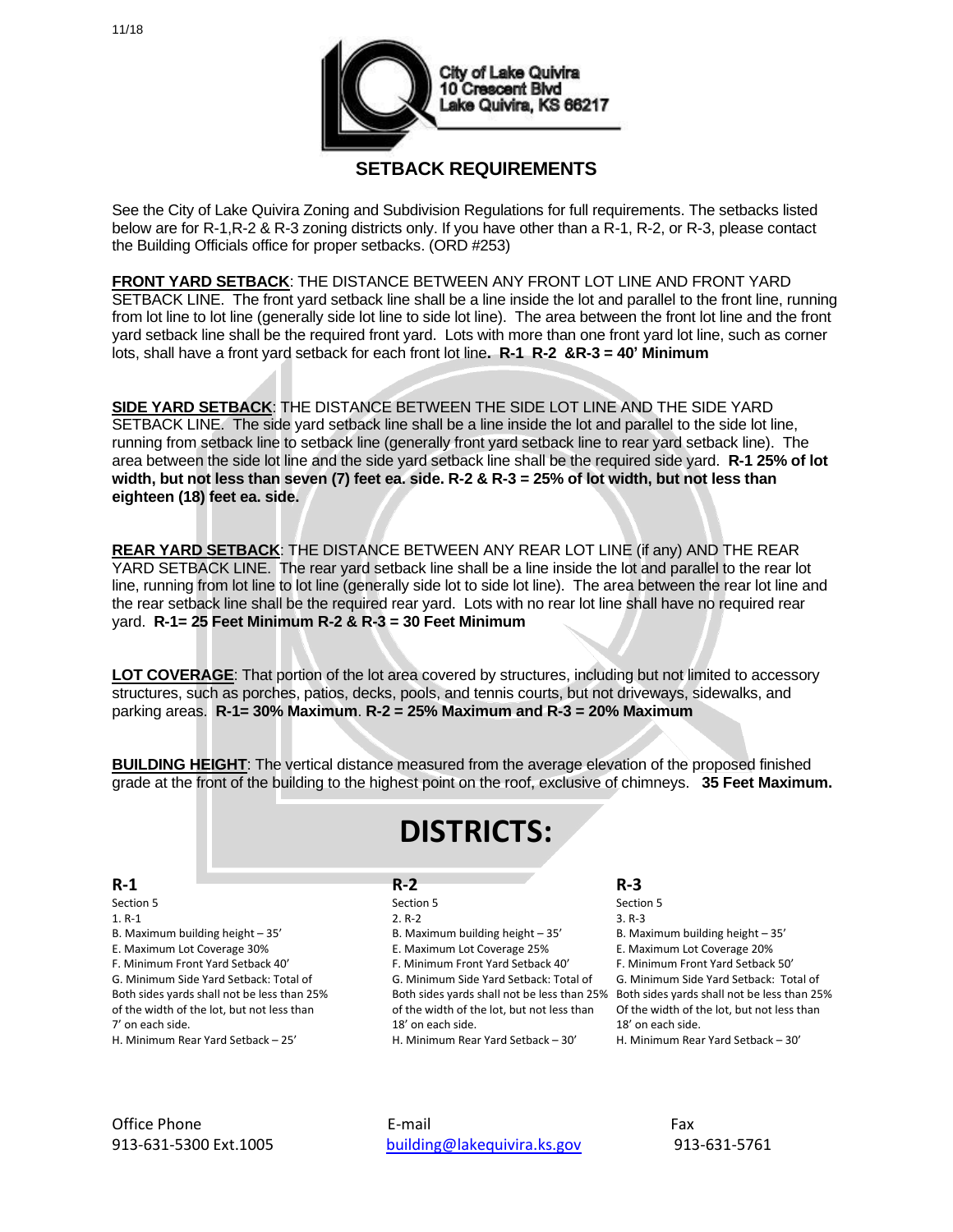11/18

City of Lake Quivira
10 Crescent Blvd
Lake Quivira, KS 66217

## SETBACK REQUIREMENTS

See the City of Lake Quivira Zoning and Subdivision Regulations for full requirements. The setbacks listed below are for R-1,R-2 & R-3 zoning districts only. If you have other than a R-1, R-2, or R-3, please contact the Building Officials office for proper setbacks. (ORD #253)

**FRONT YARD SETBACK**: THE DISTANCE BETWEEN ANY FRONT LOT LINE AND FRONT YARD SETBACK LINE. The front yard setback line shall be a line inside the lot and parallel to the front line, running from lot line to lot line (generally side lot line to side lot line). The area between the front lot line and the front yard setback line shall be the required front yard. Lots with more than one front yard lot line, such as corner lots, shall have a front yard setback for each front lot line**. R-1 R-2 &R-3 = 40' Minimum**

**SIDE YARD SETBACK**: THE DISTANCE BETWEEN THE SIDE LOT LINE AND THE SIDE YARD SETBACK LINE. The side yard setback line shall be a line inside the lot and parallel to the side lot line, running from setback line to setback line (generally front yard setback line to rear yard setback line). The area between the side lot line and the side yard setback line shall be the required side yard. **R-1 25% of lot width, but not less than seven (7) feet ea. side. R-2 & R-3 = 25% of lot width, but not less than eighteen (18) feet ea. side.**

**REAR YARD SETBACK**: THE DISTANCE BETWEEN ANY REAR LOT LINE (if any) AND THE REAR YARD SETBACK LINE. The rear yard setback line shall be a line inside the lot and parallel to the rear lot line, running from lot line to lot line (generally side lot to side lot line). The area between the rear lot line and the rear setback line shall be the required rear yard. Lots with no rear lot line shall have no required rear yard. **R-1= 25 Feet Minimum R-2 & R-3 = 30 Feet Minimum**

**LOT COVERAGE**: That portion of the lot area covered by structures, including but not limited to accessory structures, such as porches, patios, decks, pools, and tennis courts, but not driveways, sidewalks, and parking areas. **R-1= 30% Maximum**. **R-2 = 25% Maximum and R-3 = 20% Maximum**

**BUILDING HEIGHT**: The vertical distance measured from the average elevation of the proposed finished grade at the front of the building to the highest point on the roof, exclusive of chimneys. **35 Feet Maximum.**

# DISTRICTS:

### R-1

Section 5
1. R-1
B. Maximum building height – 35'
E. Maximum Lot Coverage 30%
F. Minimum Front Yard Setback 40'
G. Minimum Side Yard Setback: Total of Both sides yards shall not be less than 25% of the width of the lot, but not less than 7' on each side.
H. Minimum Rear Yard Setback – 25'

### R-2

Section 5
2. R-2
B. Maximum building height – 35'
E. Maximum Lot Coverage 25%
F. Minimum Front Yard Setback 40'
G. Minimum Side Yard Setback: Total of Both sides yards shall not be less than 25% of the width of the lot, but not less than 18' on each side.
H. Minimum Rear Yard Setback – 30'

### R-3

Section 5
3. R-3
B. Maximum building height – 35'
E. Maximum Lot Coverage 20%
F. Minimum Front Yard Setback 50'
G. Minimum Side Yard Setback: Total of Both sides yards shall not be less than 25% Of the width of the lot, but not less than 18' on each side.
H. Minimum Rear Yard Setback – 30'

| Office Phone | E-mail | Fax |
|---|---|---|
| 913-631-5300 Ext.1005 | building@lakequivira.ks.gov | 913-631-5761 |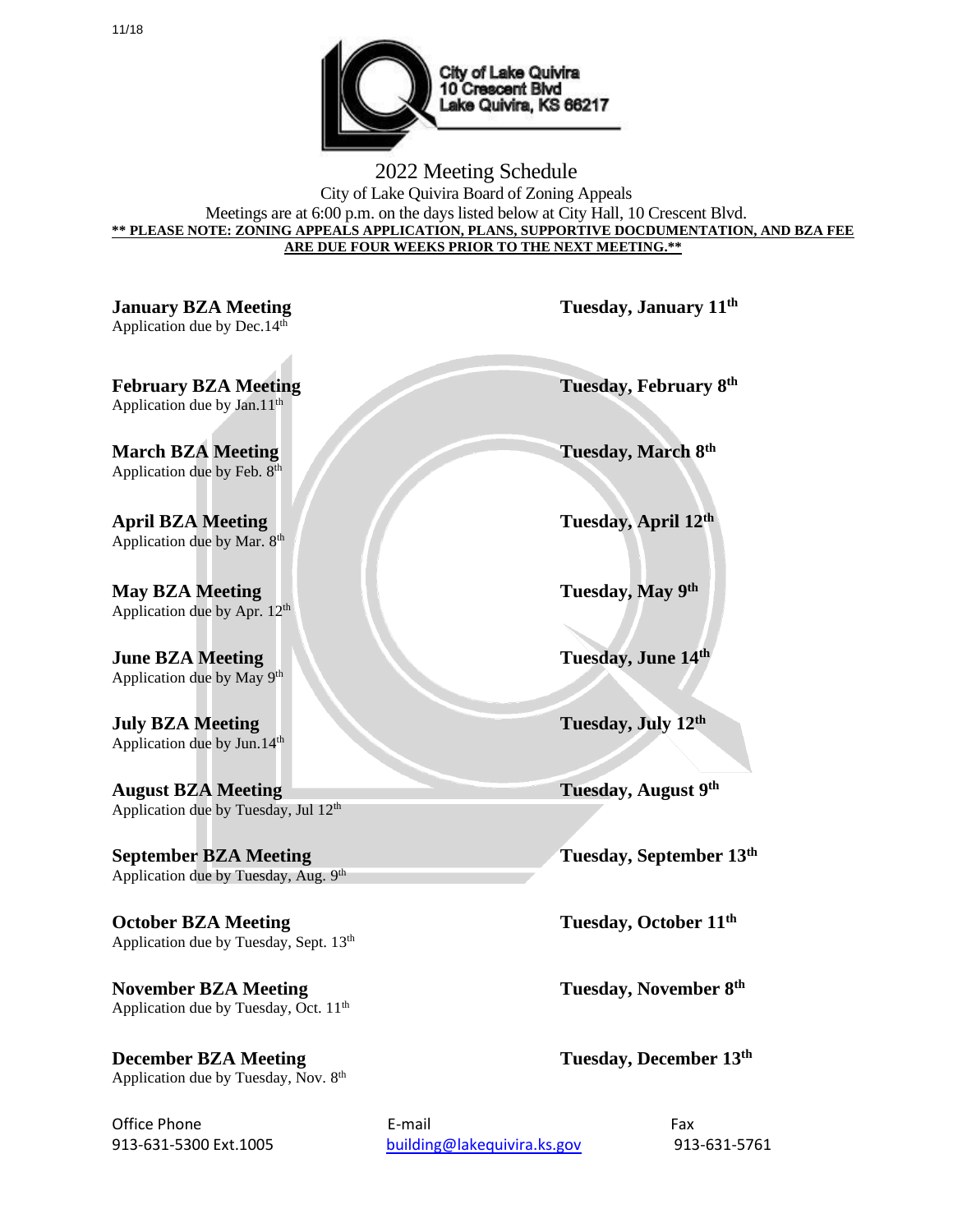City of Lake Quivira
10 Crescent Blvd
Lake Quivira, KS 66217

# 2022 Meeting Schedule

City of Lake Quivira Board of Zoning Appeals

Meetings are at 6:00 p.m. on the days listed below at City Hall, 10 Crescent Blvd.

**\*\* PLEASE NOTE: ZONING APPEALS APPLICATION, PLANS, SUPPORTIVE DOCDUMENTATION, AND BZA FEE ARE DUE FOUR WEEKS PRIOR TO THE NEXT MEETING.\*\***

| Meeting | Date |
|---|---|
| **January BZA Meeting**<br>Application due by Dec.14th | **Tuesday, January 11th** |
| **February BZA Meeting**<br>Application due by Jan.11th | **Tuesday, February 8th** |
| **March BZA Meeting**<br>Application due by Feb. 8th | **Tuesday, March 8th** |
| **April BZA Meeting**<br>Application due by Mar. 8th | **Tuesday, April 12th** |
| **May BZA Meeting**<br>Application due by Apr. 12th | **Tuesday, May 9th** |
| **June BZA Meeting**<br>Application due by May 9th | **Tuesday, June 14th** |
| **July BZA Meeting**<br>Application due by Jun.14th | **Tuesday, July 12th** |
| **August BZA Meeting**<br>Application due by Tuesday, Jul 12th | **Tuesday, August 9th** |
| **September BZA Meeting**<br>Application due by Tuesday, Aug. 9th | **Tuesday, September 13th** |
| **October BZA Meeting**<br>Application due by Tuesday, Sept. 13th | **Tuesday, October 11th** |
| **November BZA Meeting**<br>Application due by Tuesday, Oct. 11th | **Tuesday, November 8th** |
| **December BZA Meeting**<br>Application due by Tuesday, Nov. 8th | **Tuesday, December 13th** |

| Office Phone | E-mail | Fax |
|---|---|---|
| 913-631-5300 Ext.1005 | building@lakequivira.ks.gov | 913-631-5761 |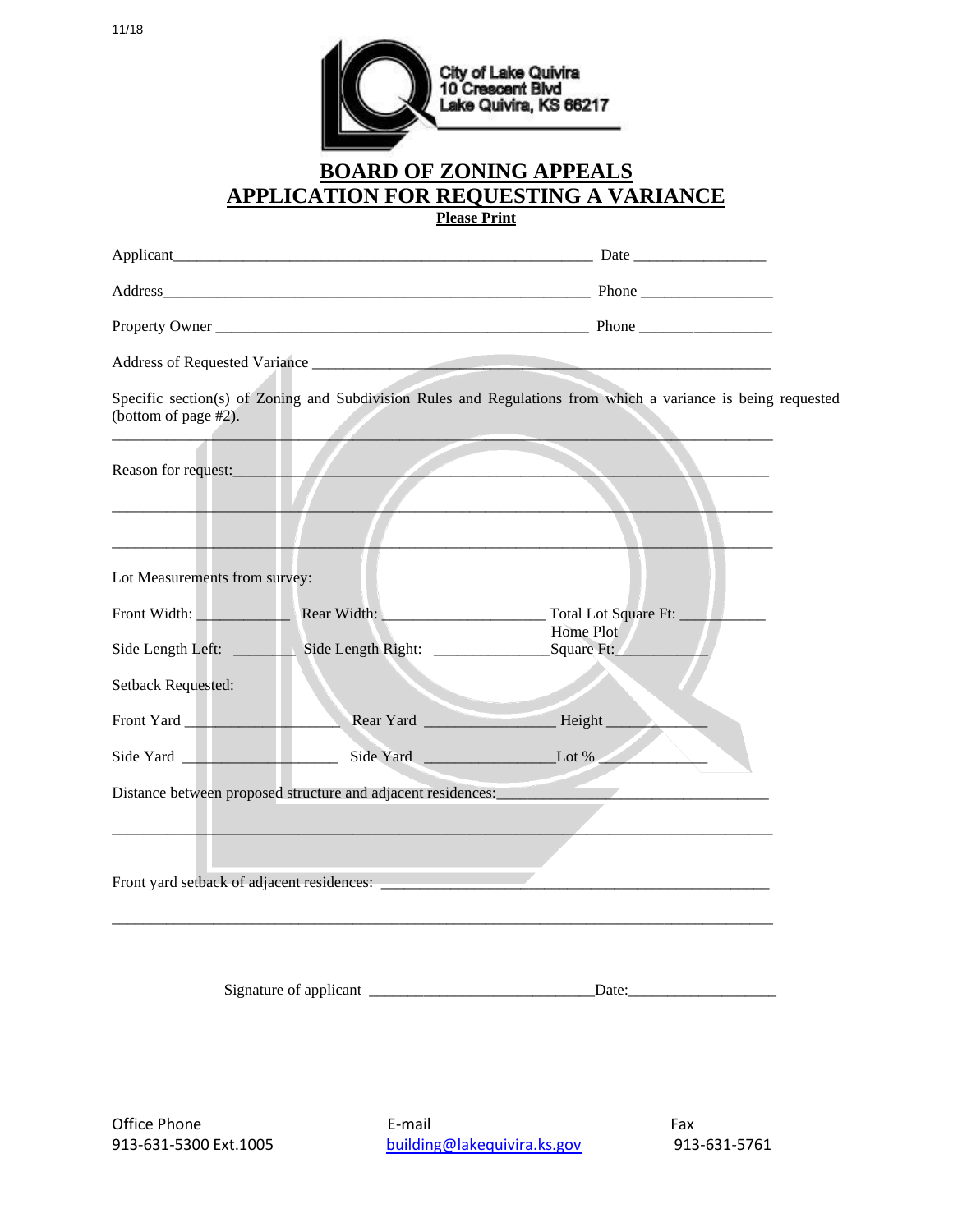11/18

City of Lake Quivira
10 Crescent Blvd
Lake Quivira, KS 66217

# BOARD OF ZONING APPEALS
# APPLICATION FOR REQUESTING A VARIANCE

**Please Print**

Applicant_______________________________________________________ Date _________________

Address_________________________________________________________ Phone _________________

Property Owner __________________________________________________ Phone _________________

Address of Requested Variance _____________________________________________________________

Specific section(s) of Zoning and Subdivision Rules and Regulations from which a variance is being requested (bottom of page #2).

____________________________________________________________________________________

Reason for request:__________________________________________________________________________

____________________________________________________________________________________

____________________________________________________________________________________

Lot Measurements from survey:

Front Width: ____________ Rear Width: ____________________ Total Lot Square Ft: ___________

Side Length Left: ________ Side Length Right: ______________ Home Plot Square Ft: ___________

Setback Requested:

Front Yard ____________________ Rear Yard ________________ Height _____________

Side Yard ____________________ Side Yard ________________ Lot % _____________

Distance between proposed structure and adjacent residences:_____________________________________

____________________________________________________________________________________

Front yard setback of adjacent residences: ____________________________________________________

____________________________________________________________________________________

Signature of applicant ____________________________ Date: ___________________

Office Phone
913-631-5300 Ext.1005

E-mail
building@lakequivira.ks.gov

Fax
913-631-5761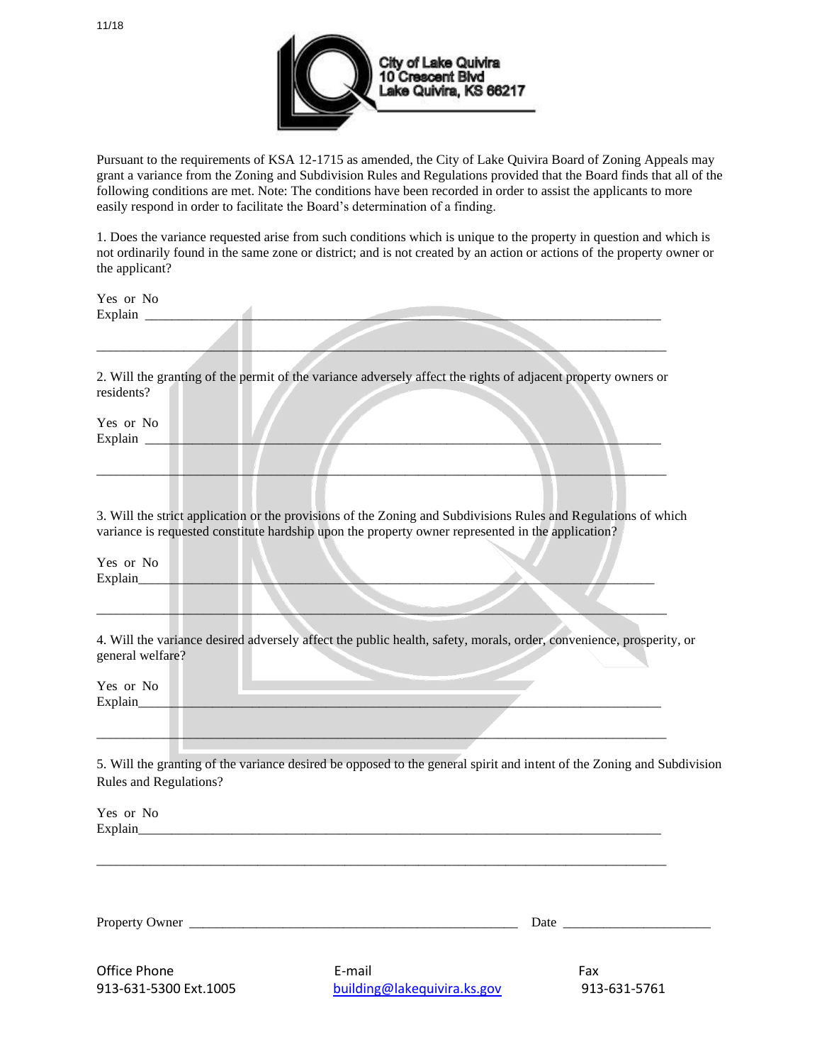11/18

City of Lake Quivira
10 Crescent Blvd
Lake Quivira, KS 66217

Pursuant to the requirements of KSA 12-1715 as amended, the City of Lake Quivira Board of Zoning Appeals may grant a variance from the Zoning and Subdivision Rules and Regulations provided that the Board finds that all of the following conditions are met. Note: The conditions have been recorded in order to assist the applicants to more easily respond in order to facilitate the Board's determination of a finding.

1. Does the variance requested arise from such conditions which is unique to the property in question and which is not ordinarily found in the same zone or district; and is not created by an action or actions of the property owner or the applicant?

Yes or No
Explain ___________________________________________________________________________

___________________________________________________________________________________

2. Will the granting of the permit of the variance adversely affect the rights of adjacent property owners or residents?

Yes or No
Explain ___________________________________________________________________________

___________________________________________________________________________________

3. Will the strict application or the provisions of the Zoning and Subdivisions Rules and Regulations of which variance is requested constitute hardship upon the property owner represented in the application?

Yes or No
Explain___________________________________________________________________________

___________________________________________________________________________________

4. Will the variance desired adversely affect the public health, safety, morals, order, convenience, prosperity, or general welfare?

Yes or No
Explain___________________________________________________________________________

___________________________________________________________________________________

5. Will the granting of the variance desired be opposed to the general spirit and intent of the Zoning and Subdivision Rules and Regulations?

Yes or No
Explain___________________________________________________________________________

___________________________________________________________________________________

Property Owner ______________________________________________ Date ____________________

| | | |
|---|---|---|
| Office Phone | E-mail | Fax |
| 913-631-5300 Ext.1005 | building@lakequivira.ks.gov | 913-631-5761 |